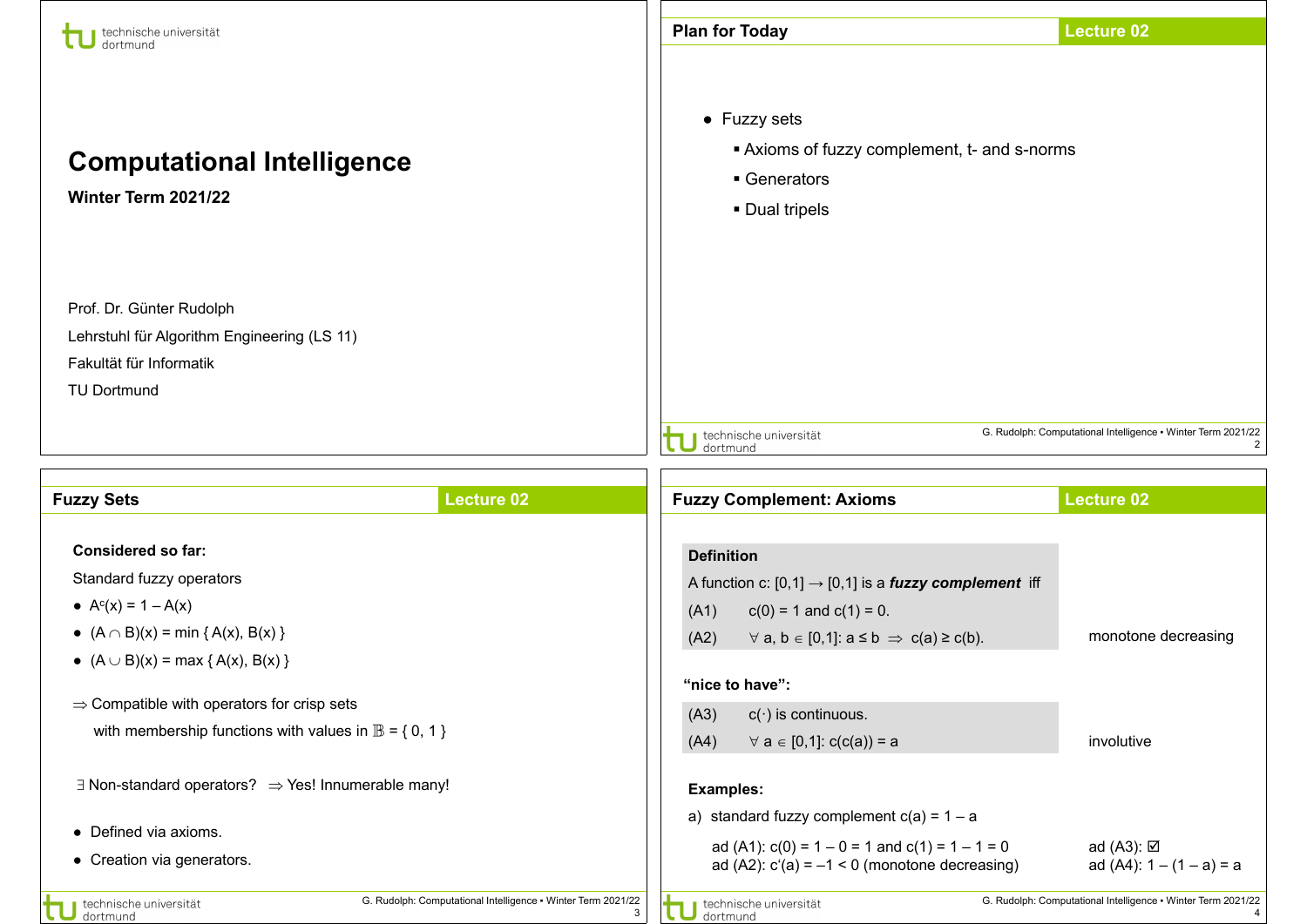# Computational Intelligence

**Winter Term 2021/22**

Prof. Dr. Günter Rudolph

Lehrstuhl für Algorithm Engineering (LS 11)

Fakultät für Informatik

TU Dortmund

## Plan for Today

- Fuzzy sets
  - Axioms of fuzzy complement, t- and s-norms
  - Generators
  - Dual tripels

## Fuzzy Sets

**Considered so far:**

Standard fuzzy operators

- $A^c(x) = 1 – A(x)$
- $(A \cap B)(x) = \min \{ A(x), B(x) \}$
- $(A \cup B)(x) = \max \{ A(x), B(x) \}$

$\Rightarrow$ Compatible with operators for crisp sets

with membership functions with values in $\mathbb{B} = \{ 0, 1 \}$

$\exists$ Non-standard operators? $\Rightarrow$ Yes! Innumerable many!

- Defined via axioms.
- Creation via generators.

## Fuzzy Complement: Axioms

**Definition**

A function $c: [0,1] \rightarrow [0,1]$ is a ***fuzzy complement*** iff

(A1) $c(0) = 1$ and $c(1) = 0$.

(A2) $\forall$ a, b $\in [0,1]$: $a \leq b \Rightarrow c(a) \geq c(b)$. — monotone decreasing

**"nice to have":**

(A3) $c(\cdot)$ is continuous.

(A4) $\forall$ a $\in [0,1]$: $c(c(a)) = a$ — involutive

**Examples:**

a) standard fuzzy complement $c(a) = 1 – a$

ad (A1): $c(0) = 1 – 0 = 1$ and $c(1) = 1 – 1 = 0$

ad (A2): $c'(a) = –1 < 0$ (monotone decreasing)

ad (A3): ☑

ad (A4): $1 – (1 – a) = a$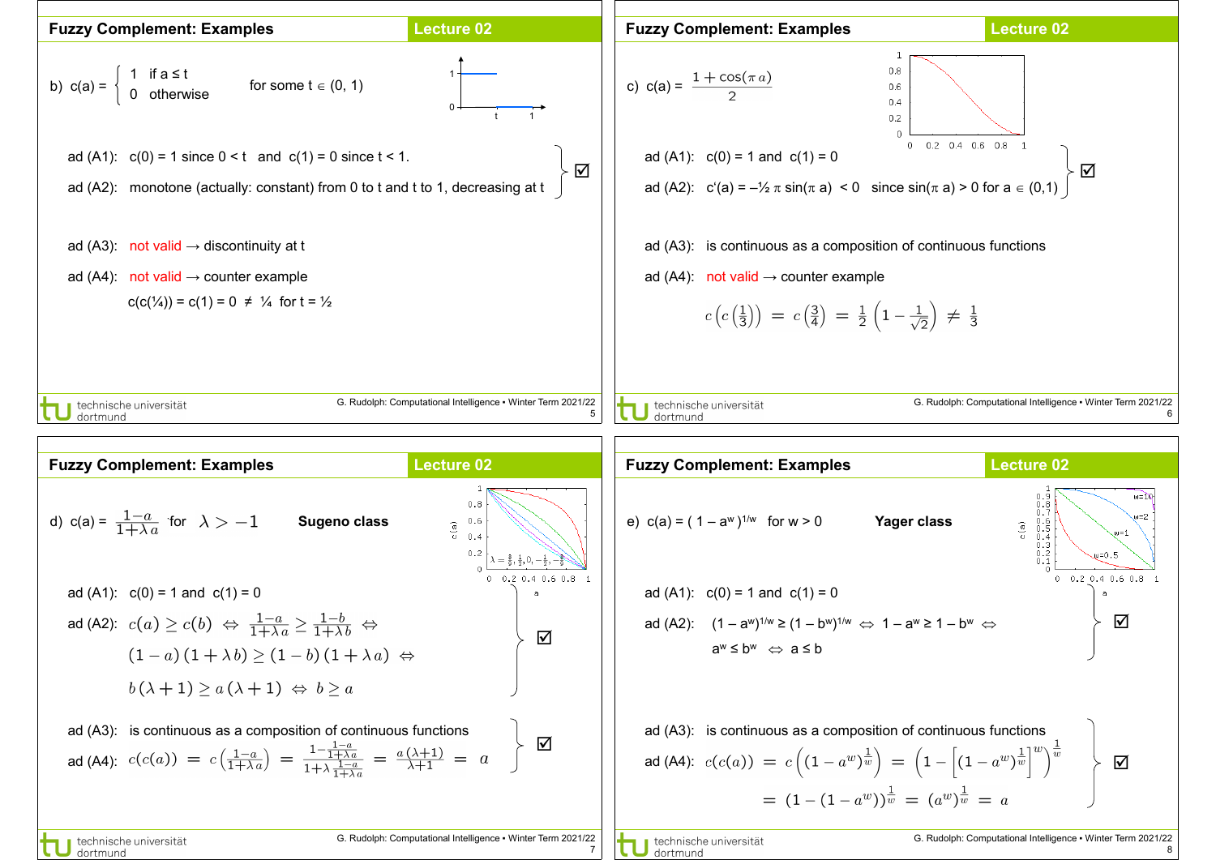## Fuzzy Complement: Examples

b) $c(a) = \begin{cases} 1 & \text{if } a \le t \\ 0 & \text{otherwise} \end{cases}$ for some $t \in (0, 1)$

ad (A1): $c(0) = 1$ since $0 < t$ and $c(1) = 0$ since $t < 1$.

ad (A2): monotone (actually: constant) from 0 to t and t to 1, decreasing at t ☑

ad (A3): not valid → discontinuity at t

ad (A4): not valid → counter example

$c(c(¼)) = c(1) = 0 \neq ¼$ for $t = ½$

## Fuzzy Complement: Examples

c) $c(a) = \dfrac{1 + \cos(\pi a)}{2}$

ad (A1): $c(0) = 1$ and $c(1) = 0$

ad (A2): $c'(a) = -½ \pi \sin(\pi a) < 0$ since $\sin(\pi a) > 0$ for $a \in (0,1)$ ☑

ad (A3): is continuous as a composition of continuous functions

ad (A4): not valid → counter example

$$c\left(c\left(\frac{1}{3}\right)\right) = c\left(\frac{3}{4}\right) = \frac{1}{2}\left(1 - \frac{1}{\sqrt{2}}\right) \neq \frac{1}{3}$$

## Fuzzy Complement: Examples

d) $c(a) = \dfrac{1-a}{1+\lambda a}$ for $\lambda > -1$ **Sugeno class**

($\lambda = \frac{8}{9}, \frac{1}{2}, 0, -\frac{1}{2}, -\frac{8}{9}$)

ad (A1): $c(0) = 1$ and $c(1) = 0$

ad (A2): $c(a) \ge c(b) \Leftrightarrow \frac{1-a}{1+\lambda a} \ge \frac{1-b}{1+\lambda b} \Leftrightarrow$

$(1-a)(1+\lambda b) \ge (1-b)(1+\lambda a) \Leftrightarrow$

$b(\lambda+1) \ge a(\lambda+1) \Leftrightarrow b \ge a$ ☑

ad (A3): is continuous as a composition of continuous functions

ad (A4): $c(c(a)) = c\left(\frac{1-a}{1+\lambda a}\right) = \dfrac{1 - \frac{1-a}{1+\lambda a}}{1+\lambda \frac{1-a}{1+\lambda a}} = \dfrac{a(\lambda+1)}{\lambda+1} = a$ ☑

## Fuzzy Complement: Examples

e) $c(a) = (1 - a^w)^{1/w}$ for $w > 0$ **Yager class**

($w = 10$, $w = 2$, $w = 1$, $w = 0.5$)

ad (A1): $c(0) = 1$ and $c(1) = 0$

ad (A2): $(1 - a^w)^{1/w} \ge (1 - b^w)^{1/w} \Leftrightarrow 1 - a^w \ge 1 - b^w \Leftrightarrow$

$a^w \le b^w \Leftrightarrow a \le b$ ☑

ad (A3): is continuous as a composition of continuous functions

ad (A4): $c(c(a)) = c\left((1-a^w)^{\frac{1}{w}}\right) = \left(1 - \left[(1-a^w)^{\frac{1}{w}}\right]^w\right)^{\frac{1}{w}}$

$= (1 - (1 - a^w))^{\frac{1}{w}} = (a^w)^{\frac{1}{w}} = a$ ☑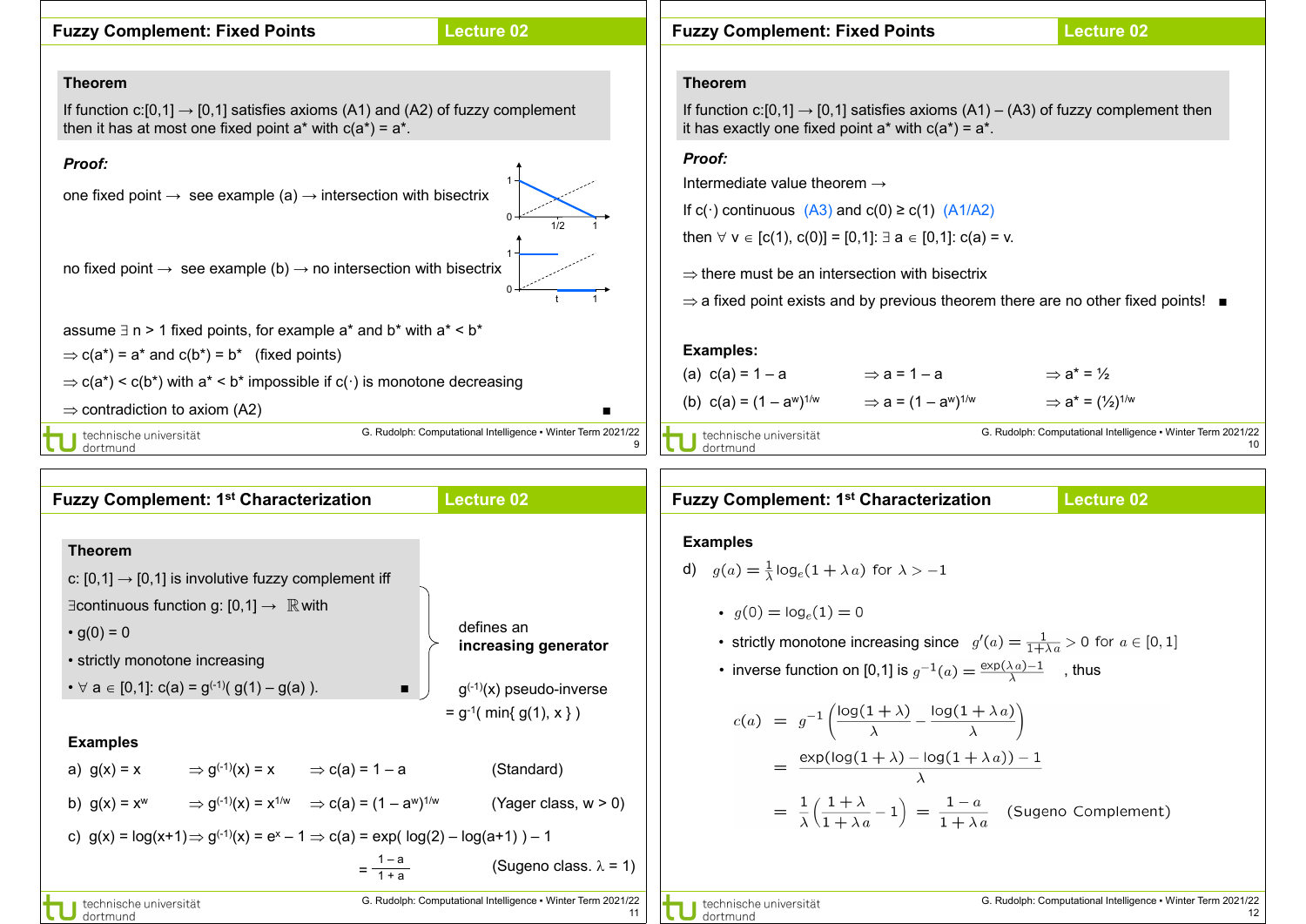## Fuzzy Complement: Fixed Points

**Theorem**

If function $c:[0,1] \to [0,1]$ satisfies axioms (A1) and (A2) of fuzzy complement then it has at most one fixed point $a^*$ with $c(a^*) = a^*$.

***Proof:***

one fixed point → see example (a) → intersection with bisectrix

no fixed point → see example (b) → no intersection with bisectrix

assume ∃ n > 1 fixed points, for example $a^*$ and $b^*$ with $a^* < b^*$

⇒ $c(a^*) = a^*$ and $c(b^*) = b^*$ (fixed points)

⇒ $c(a^*) < c(b^*)$ with $a^* < b^*$ impossible if $c(\cdot)$ is monotone decreasing

⇒ contradiction to axiom (A2) ■

## Fuzzy Complement: Fixed Points

**Theorem**

If function $c:[0,1] \to [0,1]$ satisfies axioms (A1) – (A3) of fuzzy complement then it has exactly one fixed point $a^*$ with $c(a^*) = a^*$.

***Proof:***

Intermediate value theorem →

If $c(\cdot)$ continuous (A3) and $c(0) \geq c(1)$ (A1/A2)

then $\forall v \in [c(1), c(0)] = [0,1]: \exists a \in [0,1]: c(a) = v$.

⇒ there must be an intersection with bisectrix

⇒ a fixed point exists and by previous theorem there are no other fixed points! ■

**Examples:**

(a) $c(a) = 1 - a$ ⇒ $a = 1 - a$ ⇒ $a^* = ½$

(b) $c(a) = (1 - a^w)^{1/w}$ ⇒ $a = (1 - a^w)^{1/w}$ ⇒ $a^* = (½)^{1/w}$

## Fuzzy Complement: 1st Characterization

**Theorem**

$c: [0,1] \to [0,1]$ is involutive fuzzy complement iff

∃continuous function $g: [0,1] \to \mathbb{R}$ with

- $g(0) = 0$
- strictly monotone increasing
- $\forall a \in [0,1]: c(a) = g^{(-1)}( g(1) - g(a) )$. ■

(the conditions on $g$) defines an **increasing generator**

$g^{(-1)}(x)$ pseudo-inverse $= g^{-1}( \min\{ g(1), x \} )$

**Examples**

a) $g(x) = x$ ⇒ $g^{(-1)}(x) = x$ ⇒ $c(a) = 1 - a$ (Standard)

b) $g(x) = x^w$ ⇒ $g^{(-1)}(x) = x^{1/w}$ ⇒ $c(a) = (1 - a^w)^{1/w}$ (Yager class, w > 0)

c) $g(x) = \log(x+1)$ ⇒ $g^{(-1)}(x) = e^x - 1$ ⇒ $c(a) = \exp( \log(2) - \log(a+1) ) - 1$

$= \frac{1-a}{1+a}$ (Sugeno class. λ = 1)

## Fuzzy Complement: 1st Characterization

**Examples**

d) $g(a) = \frac{1}{\lambda}\log_e(1 + \lambda a)$ for $\lambda > -1$

- $g(0) = \log_e(1) = 0$
- strictly monotone increasing since $g'(a) = \frac{1}{1+\lambda a} > 0$ for $a \in [0,1]$
- inverse function on [0,1] is $g^{-1}(a) = \frac{\exp(\lambda a) - 1}{\lambda}$, thus

$$
\begin{aligned}
c(a) &= g^{-1}\left(\frac{\log(1+\lambda)}{\lambda} - \frac{\log(1+\lambda a)}{\lambda}\right) \\
&= \frac{\exp(\log(1+\lambda) - \log(1+\lambda a)) - 1}{\lambda} \\
&= \frac{1}{\lambda}\left(\frac{1+\lambda}{1+\lambda a} - 1\right) = \frac{1-a}{1+\lambda a} \quad \text{(Sugeno Complement)}
\end{aligned}
$$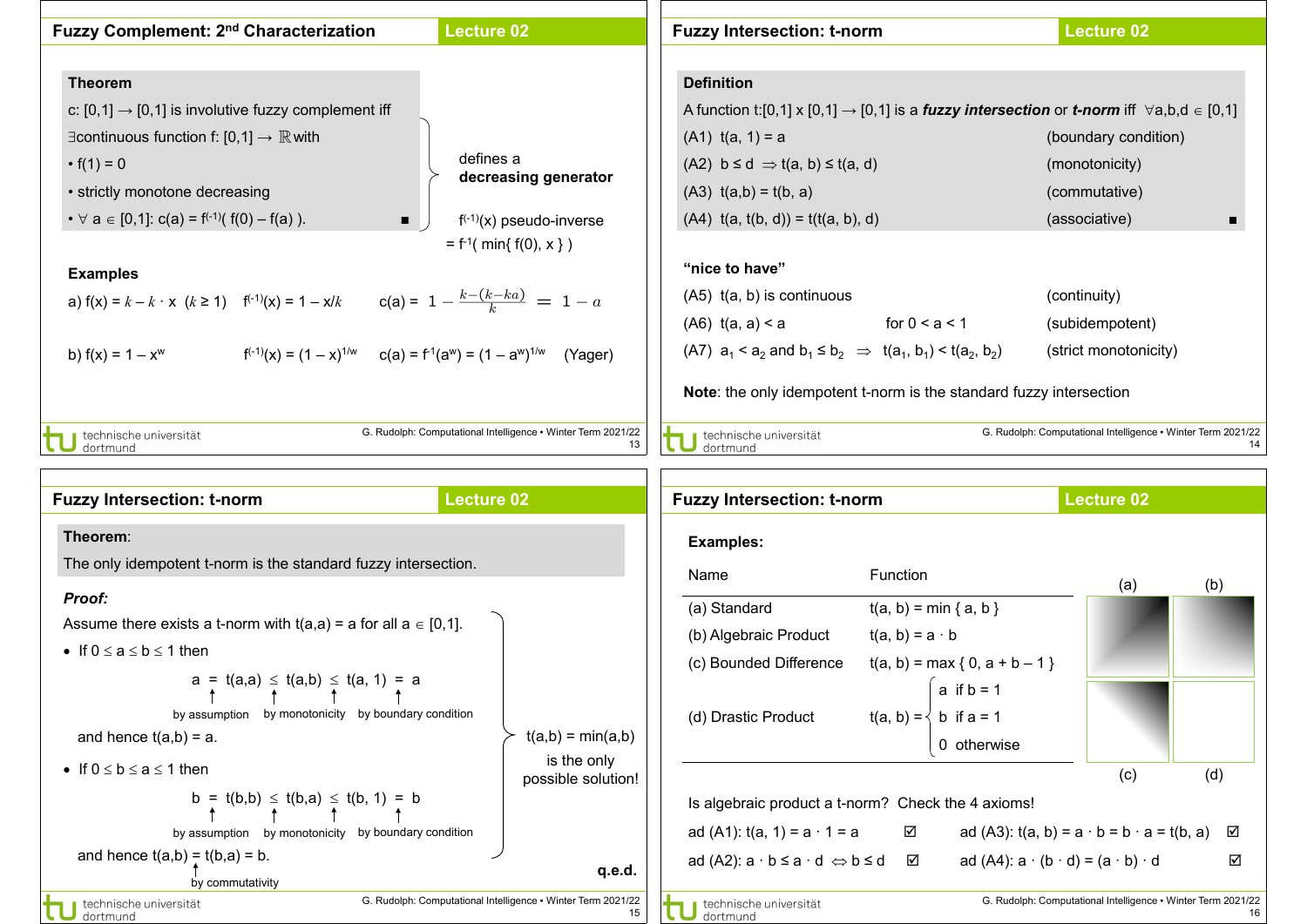## Fuzzy Complement: 2nd Characterization

**Theorem**

c: [0,1] → [0,1] is involutive fuzzy complement iff

∃continuous function f: [0,1] → ℝ with

- f(1) = 0
- strictly monotone decreasing
- ∀ a ∈ [0,1]: c(a) = $f^{(-1)}$( f(0) – f(a) ). ■

} defines a **decreasing generator**

$f^{(-1)}(x)$ pseudo-inverse $= f^{-1}(\min\{ f(0), x \})$

**Examples**

a) $f(x) = k - k \cdot x$ $(k \geq 1)$ $\quad f^{(-1)}(x) = 1 - x/k \quad c(a) = 1 - \frac{k-(k-ka)}{k} = 1 - a$

b) $f(x) = 1 - x^w \quad f^{(-1)}(x) = (1 - x)^{1/w} \quad c(a) = f^{-1}(a^w) = (1 - a^w)^{1/w}$ (Yager)

## Fuzzy Intersection: t-norm

**Definition**

A function t:[0,1] x [0,1] → [0,1] is a ***fuzzy intersection*** or ***t-norm*** iff ∀a,b,d ∈ [0,1]

(A1) t(a, 1) = a (boundary condition)

(A2) b ≤ d ⇒ t(a, b) ≤ t(a, d) (monotonicity)

(A3) t(a,b) = t(b, a) (commutative)

(A4) t(a, t(b, d)) = t(t(a, b), d) (associative) ■

**"nice to have"**

(A5) t(a, b) is continuous (continuity)

(A6) t(a, a) < a for 0 < a < 1 (subidempotent)

(A7) $a_1 < a_2$ and $b_1 \leq b_2$ ⇒ $t(a_1, b_1) < t(a_2, b_2)$ (strict monotonicity)

**Note**: the only idempotent t-norm is the standard fuzzy intersection

## Fuzzy Intersection: t-norm

**Theorem**:

The only idempotent t-norm is the standard fuzzy intersection.

***Proof:***

Assume there exists a t-norm with t(a,a) = a for all a ∈ [0,1].

- If 0 ≤ a ≤ b ≤ 1 then

  a = t(a,a) ≤ t(a,b) ≤ t(a, 1) = a

  (by assumption, by monotonicity, by monotonicity, by boundary condition)

  and hence t(a,b) = a.

- If 0 ≤ b ≤ a ≤ 1 then

  b = t(b,b) ≤ t(b,a) ≤ t(b, 1) = b

  (by assumption, by monotonicity, by monotonicity, by boundary condition)

  and hence t(a,b) = t(b,a) = b. (by commutativity)

} t(a,b) = min(a,b) is the only possible solution!

**q.e.d.**

## Fuzzy Intersection: t-norm

**Examples:**

| Name | Function |
|---|---|
| (a) Standard | t(a, b) = min { a, b } |
| (b) Algebraic Product | t(a, b) = a · b |
| (c) Bounded Difference | t(a, b) = max { 0, a + b – 1 } |
| (d) Drastic Product | t(a, b) = a if b = 1; b if a = 1; 0 otherwise |

Is algebraic product a t-norm? Check the 4 axioms!

ad (A1): t(a, 1) = a · 1 = a ☑

ad (A2): a · b ≤ a · d ⇔ b ≤ d ☑

ad (A3): t(a, b) = a · b = b · a = t(b, a) ☑

ad (A4): a · (b · d) = (a · b) · d ☑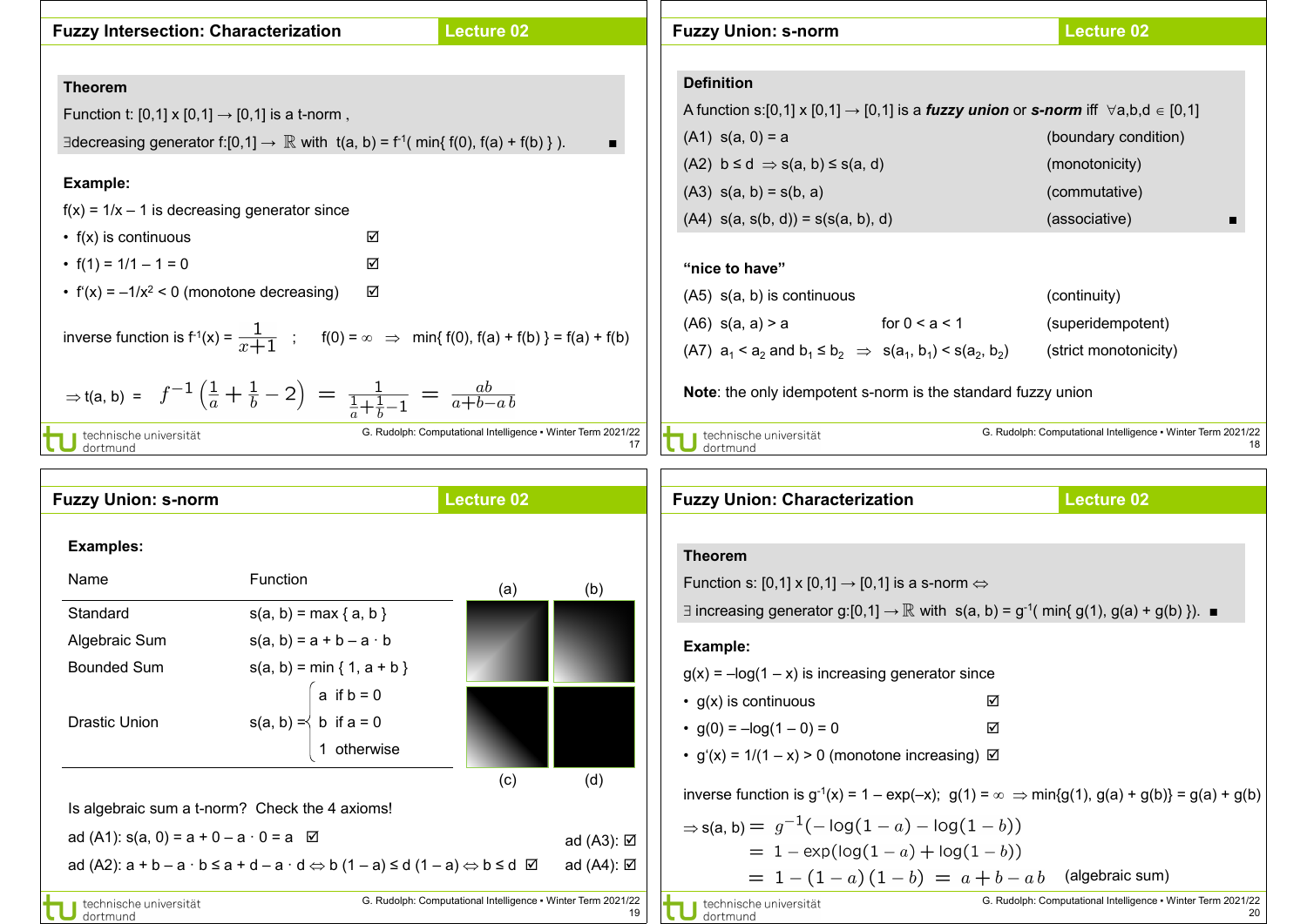## Fuzzy Intersection: Characterization

**Theorem**

Function t: [0,1] x [0,1] → [0,1] is a t-norm ,

∃decreasing generator $f:[0,1] \to \mathbb{R}$ with $t(a, b) = f^{-1}(\min\{ f(0), f(a) + f(b) \})$. ■

**Example:**

$f(x) = 1/x - 1$ is decreasing generator since

- f(x) is continuous ☑
- $f(1) = 1/1 - 1 = 0$ ☑
- $f'(x) = -1/x^2 < 0$ (monotone decreasing) ☑

inverse function is $f^{-1}(x) = \dfrac{1}{x+1}$ ; $f(0) = \infty \Rightarrow \min\{ f(0), f(a) + f(b) \} = f(a) + f(b)$

$$\Rightarrow t(a, b) = f^{-1}\left(\frac{1}{a} + \frac{1}{b} - 2\right) = \frac{1}{\frac{1}{a} + \frac{1}{b} - 1} = \frac{ab}{a+b-ab}$$

## Fuzzy Union: s-norm

**Definition**

A function $s:[0,1] \times [0,1] \to [0,1]$ is a ***fuzzy union*** or ***s-norm*** iff $\forall a,b,d \in [0,1]$

(A1) $s(a, 0) = a$ (boundary condition)

(A2) $b \le d \Rightarrow s(a, b) \le s(a, d)$ (monotonicity)

(A3) $s(a, b) = s(b, a)$ (commutative)

(A4) $s(a, s(b, d)) = s(s(a, b), d)$ (associative) ■

**"nice to have"**

(A5) s(a, b) is continuous (continuity)

(A6) $s(a, a) > a$ for $0 < a < 1$ (superidempotent)

(A7) $a_1 < a_2$ and $b_1 \le b_2 \Rightarrow s(a_1, b_1) < s(a_2, b_2)$ (strict monotonicity)

**Note**: the only idempotent s-norm is the standard fuzzy union

## Fuzzy Union: s-norm

**Examples:**

| Name | Function |
|---|---|
| Standard | $s(a, b) = \max\{ a, b \}$ |
| Algebraic Sum | $s(a, b) = a + b - a \cdot b$ |
| Bounded Sum | $s(a, b) = \min\{ 1, a + b \}$ |
| Drastic Union | $s(a, b) = \begin{cases} a & \text{if } b = 0 \\ b & \text{if } a = 0 \\ 1 & \text{otherwise} \end{cases}$ |

(a) (b) (c) (d)

Is algebraic sum a t-norm? Check the 4 axioms!

ad (A1): $s(a, 0) = a + 0 - a \cdot 0 = a$ ☑

ad (A2): $a + b - a \cdot b \le a + d - a \cdot d \Leftrightarrow b(1 - a) \le d(1 - a) \Leftrightarrow b \le d$ ☑

ad (A3): ☑

ad (A4): ☑

## Fuzzy Union: Characterization

**Theorem**

Function s: [0,1] x [0,1] → [0,1] is a s-norm ⇔

∃ increasing generator $g:[0,1] \to \mathbb{R}$ with $s(a, b) = g^{-1}(\min\{ g(1), g(a) + g(b) \})$. ■

**Example:**

$g(x) = -\log(1 - x)$ is increasing generator since

- g(x) is continuous ☑
- $g(0) = -\log(1 - 0) = 0$ ☑
- $g'(x) = 1/(1 - x) > 0$ (monotone increasing) ☑

inverse function is $g^{-1}(x) = 1 - \exp(-x)$; $g(1) = \infty \Rightarrow \min\{g(1), g(a) + g(b)\} = g(a) + g(b)$

$$\begin{aligned} \Rightarrow s(a, b) &= g^{-1}(-\log(1-a) - \log(1-b)) \\ &= 1 - \exp(\log(1-a) + \log(1-b)) \\ &= 1 - (1-a)(1-b) = a + b - ab \quad \text{(algebraic sum)} \end{aligned}$$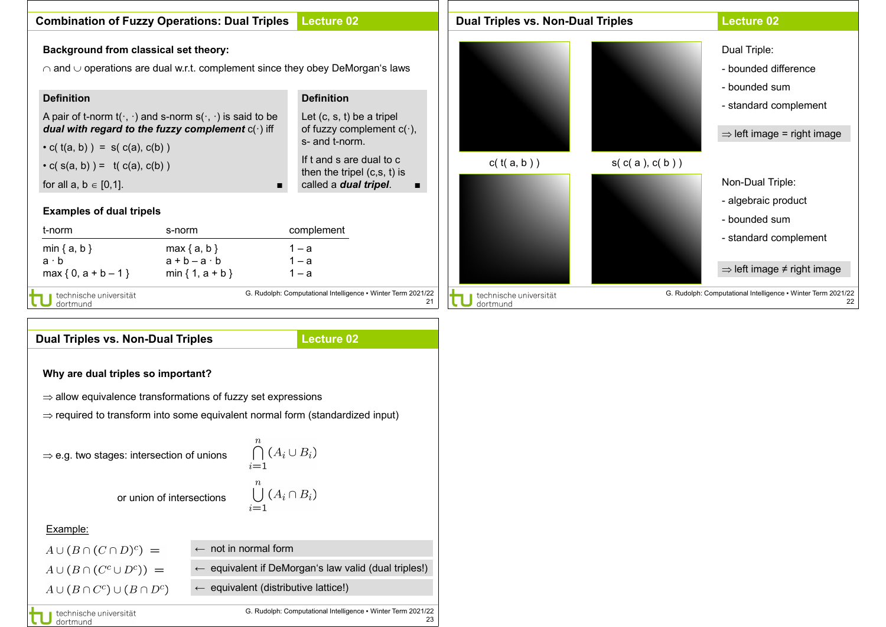## Combination of Fuzzy Operations: Dual Triples

**Background from classical set theory:**

∩ and ∪ operations are dual w.r.t. complement since they obey DeMorgan's laws

**Definition**

A pair of t-norm t(·, ·) and s-norm s(·, ·) is said to be ***dual with regard to the fuzzy complement*** c(·) iff

- c( t(a, b) ) = s( c(a), c(b) )
- c( s(a, b) ) = t( c(a), c(b) )

for all a, b ∈ [0,1]. ■

**Definition**

Let (c, s, t) be a tripel of fuzzy complement c(·), s- and t-norm.

If t and s are dual to c then the tripel (c,s, t) is called a ***dual tripel***. ■

**Examples of dual tripels**

| t-norm | s-norm | complement |
|---|---|---|
| min { a, b } | max { a, b } | 1 – a |
| a · b | a + b – a · b | 1 – a |
| max { 0, a + b – 1 } | min { 1, a + b } | 1 – a |

## Dual Triples vs. Non-Dual Triples

c( t( a, b ) )

s( c( a ), c( b ) )

Dual Triple:
- bounded difference
- bounded sum
- standard complement

⇒ left image = right image

Non-Dual Triple:
- algebraic product
- bounded sum
- standard complement

⇒ left image ≠ right image

## Dual Triples vs. Non-Dual Triples

**Why are dual triples so important?**

⇒ allow equivalence transformations of fuzzy set expressions

⇒ required to transform into some equivalent normal form (standardized input)

⇒ e.g. two stages: intersection of unions $\bigcap_{i=1}^{n} (A_i \cup B_i)$

or union of intersections $\bigcup_{i=1}^{n} (A_i \cap B_i)$

Example:

$A \cup (B \cap (C \cap D)^c) =$ ← not in normal form

$A \cup (B \cap (C^c \cup D^c)) =$ ← equivalent if DeMorgan's law valid (dual triples!)

$A \cup (B \cap C^c) \cup (B \cap D^c)$ ← equivalent (distributive lattice!)